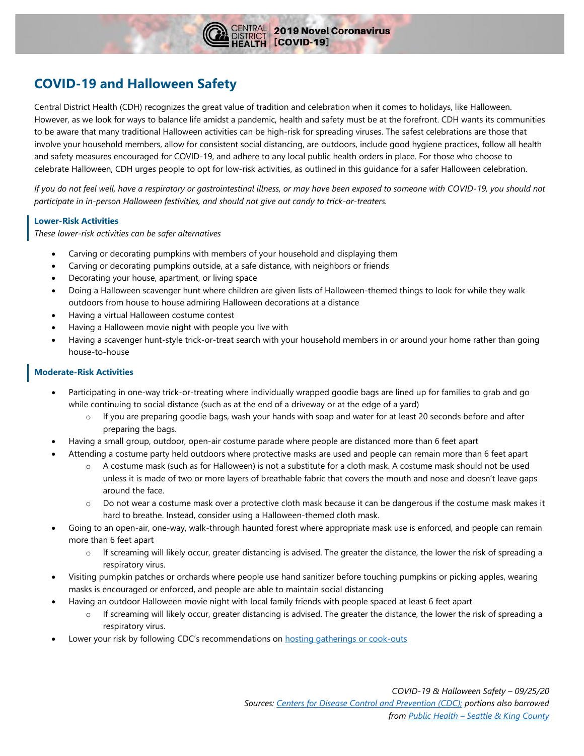# COVID-19 and Halloween Safety

Central District Health (CDH) recognizes the great value of tradition and celebration when it comes to holidays, like Halloween. However, as we look for ways to balance life amidst a pandemic, health and safety must be at the forefront. CDH wants its communities to be aware that many traditional Halloween activities can be high-risk for spreading viruses. The safest celebrations are those that involve your household members, allow for consistent social distancing, are outdoors, include good hygiene practices, follow all health and safety measures encouraged for COVID-19, and adhere to any local public health orders in place. For those who choose to celebrate Halloween, CDH urges people to opt for low-risk activities, as outlined in this guidance for a safer Halloween celebration.

*If you do not feel well, have a respiratory or gastrointestinal illness, or may have been exposed to someone with COVID-19, you should not participate in in-person Halloween festivities, and should not give out candy to trick-or-treaters.*

### Lower-Risk Activities

*These lower-risk activities can be safer alternatives*

- Carving or decorating pumpkins with members of your household and displaying them
- Carving or decorating pumpkins outside, at a safe distance, with neighbors or friends
- Decorating your house, apartment, or living space
- Doing a Halloween scavenger hunt where children are given lists of Halloween-themed things to look for while they walk outdoors from house to house admiring Halloween decorations at a distance
- Having a virtual Halloween costume contest
- Having a Halloween movie night with people you live with
- Having a scavenger hunt-style trick-or-treat search with your household members in or around your home rather than going house-to-house

### Moderate-Risk Activities

- Participating in one-way trick-or-treating where individually wrapped goodie bags are lined up for families to grab and go while continuing to social distance (such as at the end of a driveway or at the edge of a yard)
  - If you are preparing goodie bags, wash your hands with soap and water for at least 20 seconds before and after preparing the bags.
- Having a small group, outdoor, open-air costume parade where people are distanced more than 6 feet apart
- Attending a costume party held outdoors where protective masks are used and people can remain more than 6 feet apart
  - A costume mask (such as for Halloween) is not a substitute for a cloth mask. A costume mask should not be used unless it is made of two or more layers of breathable fabric that covers the mouth and nose and doesn't leave gaps around the face.
  - Do not wear a costume mask over a protective cloth mask because it can be dangerous if the costume mask makes it hard to breathe. Instead, consider using a Halloween-themed cloth mask.
- Going to an open-air, one-way, walk-through haunted forest where appropriate mask use is enforced, and people can remain more than 6 feet apart
  - If screaming will likely occur, greater distancing is advised. The greater the distance, the lower the risk of spreading a respiratory virus.
- Visiting pumpkin patches or orchards where people use hand sanitizer before touching pumpkins or picking apples, wearing masks is encouraged or enforced, and people are able to maintain social distancing
- Having an outdoor Halloween movie night with local family friends with people spaced at least 6 feet apart
  - If screaming will likely occur, greater distancing is advised. The greater the distance, the lower the risk of spreading a respiratory virus.
- Lower your risk by following CDC's recommendations on [hosting gatherings or cook-outs](hosting gatherings or cook-outs)

*COVID-19 & Halloween Safety – 09/25/20*
*Sources: Centers for Disease Control and Prevention (CDC); portions also borrowed from Public Health – Seattle & King County*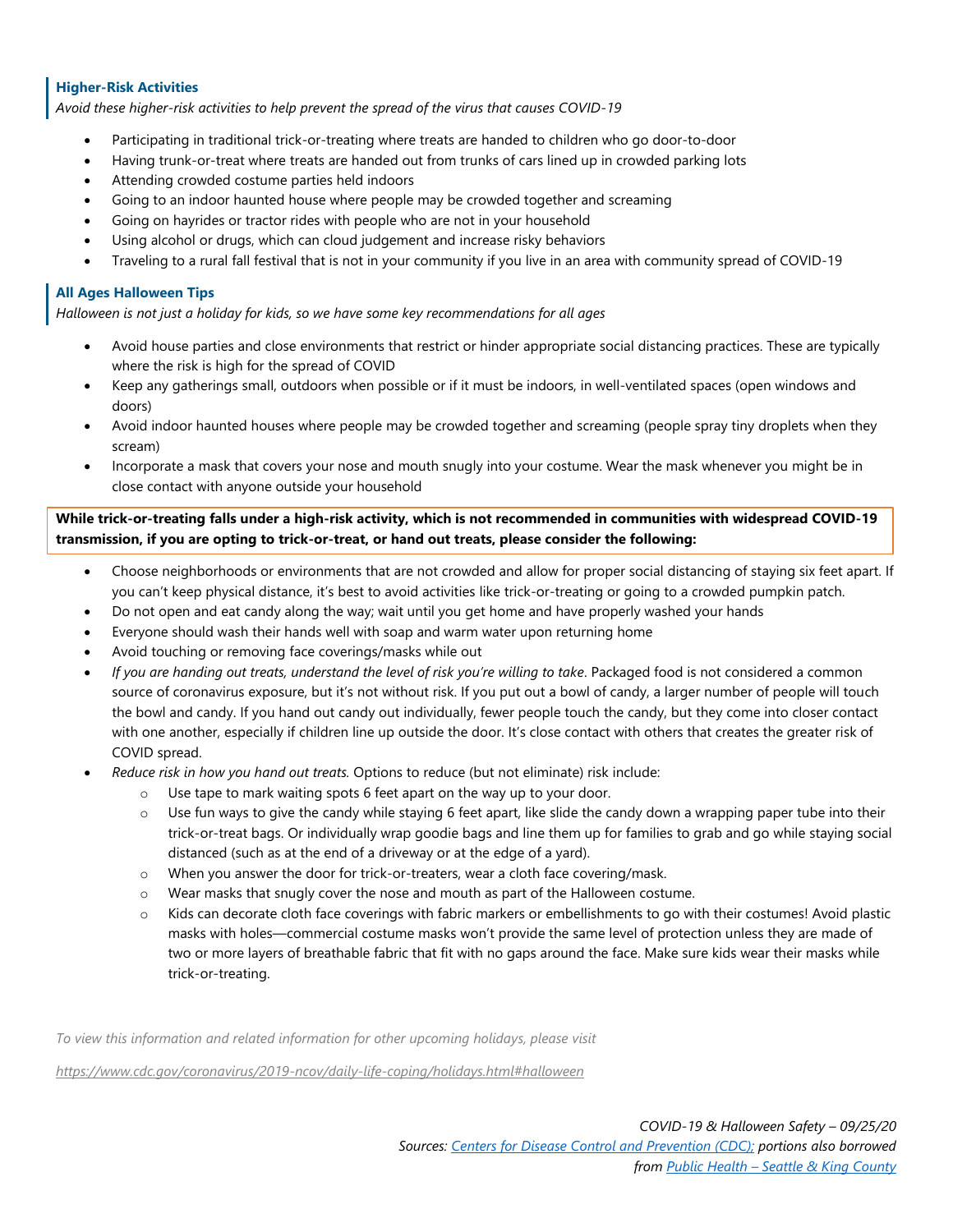### Higher-Risk Activities

*Avoid these higher-risk activities to help prevent the spread of the virus that causes COVID-19*

- Participating in traditional trick-or-treating where treats are handed to children who go door-to-door
- Having trunk-or-treat where treats are handed out from trunks of cars lined up in crowded parking lots
- Attending crowded costume parties held indoors
- Going to an indoor haunted house where people may be crowded together and screaming
- Going on hayrides or tractor rides with people who are not in your household
- Using alcohol or drugs, which can cloud judgement and increase risky behaviors
- Traveling to a rural fall festival that is not in your community if you live in an area with community spread of COVID-19

### All Ages Halloween Tips

*Halloween is not just a holiday for kids, so we have some key recommendations for all ages*

- Avoid house parties and close environments that restrict or hinder appropriate social distancing practices. These are typically where the risk is high for the spread of COVID
- Keep any gatherings small, outdoors when possible or if it must be indoors, in well-ventilated spaces (open windows and doors)
- Avoid indoor haunted houses where people may be crowded together and screaming (people spray tiny droplets when they scream)
- Incorporate a mask that covers your nose and mouth snugly into your costume. Wear the mask whenever you might be in close contact with anyone outside your household

**While trick-or-treating falls under a high-risk activity, which is not recommended in communities with widespread COVID-19 transmission, if you are opting to trick-or-treat, or hand out treats, please consider the following:**

- Choose neighborhoods or environments that are not crowded and allow for proper social distancing of staying six feet apart. If you can't keep physical distance, it's best to avoid activities like trick-or-treating or going to a crowded pumpkin patch.
- Do not open and eat candy along the way; wait until you get home and have properly washed your hands
- Everyone should wash their hands well with soap and warm water upon returning home
- Avoid touching or removing face coverings/masks while out
- *If you are handing out treats, understand the level of risk you're willing to take*. Packaged food is not considered a common source of coronavirus exposure, but it's not without risk. If you put out a bowl of candy, a larger number of people will touch the bowl and candy. If you hand out candy out individually, fewer people touch the candy, but they come into closer contact with one another, especially if children line up outside the door. It's close contact with others that creates the greater risk of COVID spread.
- *Reduce risk in how you hand out treats.* Options to reduce (but not eliminate) risk include:
    - Use tape to mark waiting spots 6 feet apart on the way up to your door.
    - Use fun ways to give the candy while staying 6 feet apart, like slide the candy down a wrapping paper tube into their trick-or-treat bags. Or individually wrap goodie bags and line them up for families to grab and go while staying social distanced (such as at the end of a driveway or at the edge of a yard).
    - When you answer the door for trick-or-treaters, wear a cloth face covering/mask.
    - Wear masks that snugly cover the nose and mouth as part of the Halloween costume.
    - Kids can decorate cloth face coverings with fabric markers or embellishments to go with their costumes! Avoid plastic masks with holes—commercial costume masks won't provide the same level of protection unless they are made of two or more layers of breathable fabric that fit with no gaps around the face. Make sure kids wear their masks while trick-or-treating.

*To view this information and related information for other upcoming holidays, please visit*

*https://www.cdc.gov/coronavirus/2019-ncov/daily-life-coping/holidays.html#halloween*

*COVID-19 & Halloween Safety – 09/25/20*
*Sources: Centers for Disease Control and Prevention (CDC); portions also borrowed from Public Health – Seattle & King County*